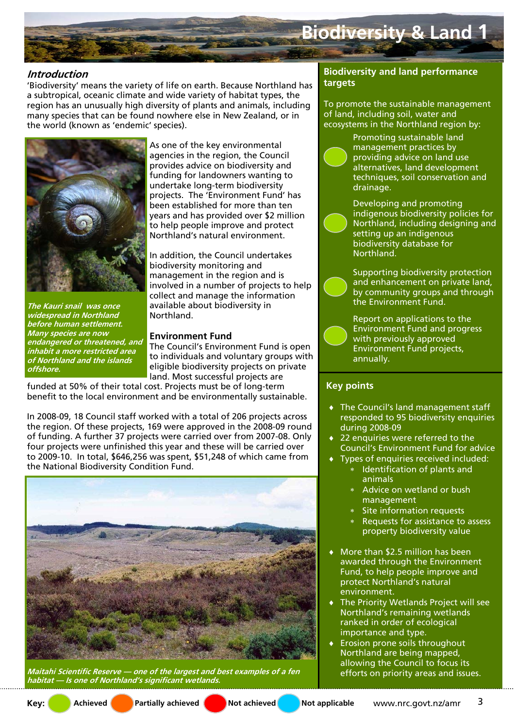# Biodiversity & Land 1

## Introduction

'Biodiversity' means the variety of life on earth. Because Northland has a subtropical, oceanic climate and wide variety of habitat types, the region has an unusually high diversity of plants and animals, including many species that can be found nowhere else in New Zealand, or in the world (known as 'endemic' species).

*The Kauri snail was once widespread in Northland before human settlement. Many species are now endangered or threatened, and inhabit a more restricted area of Northland and the islands offshore.*

As one of the key environmental agencies in the region, the Council provides advice on biodiversity and funding for landowners wanting to undertake long-term biodiversity projects. The 'Environment Fund' has been established for more than ten years and has provided over $2 million to help people improve and protect Northland's natural environment.

In addition, the Council undertakes biodiversity monitoring and management in the region and is involved in a number of projects to help collect and manage the information available about biodiversity in Northland.

### Environment Fund

The Council's Environment Fund is open to individuals and voluntary groups with eligible biodiversity projects on private land. Most successful projects are funded at 50% of their total cost. Projects must be of long-term benefit to the local environment and be environmentally sustainable.

In 2008-09, 18 Council staff worked with a total of 206 projects across the region. Of these projects, 169 were approved in the 2008-09 round of funding. A further 37 projects were carried over from 2007-08. Only four projects were unfinished this year and these will be carried over to 2009-10. In total, $646,256 was spent, $51,248 of which came from the National Biodiversity Condition Fund.

*Maitahi Scientific Reserve — one of the largest and best examples of a fen habitat — is one of Northland's significant wetlands.*

## Biodiversity and land performance targets

To promote the sustainable management of land, including soil, water and ecosystems in the Northland region by:

- (Achieved) Promoting sustainable land management practices by providing advice on land use alternatives, land development techniques, soil conservation and drainage.
- (Achieved) Developing and promoting indigenous biodiversity policies for Northland, including designing and setting up an indigenous biodiversity database for Northland.
- (Achieved) Supporting biodiversity protection and enhancement on private land, by community groups and through the Environment Fund.
- (Achieved) Report on applications to the Environment Fund and progress with previously approved Environment Fund projects, annually.

## Key points

- The Council's land management staff responded to 95 biodiversity enquiries during 2008-09
- 22 enquiries were referred to the Council's Environment Fund for advice
- Types of enquiries received included:
  - Identification of plants and animals
  - Advice on wetland or bush management
  - Site information requests
  - Requests for assistance to assess property biodiversity value
- More than $2.5 million has been awarded through the Environment Fund, to help people improve and protect Northland's natural environment.
- The Priority Wetlands Project will see Northland's remaining wetlands ranked in order of ecological importance and type.
- Erosion prone soils throughout Northland are being mapped, allowing the Council to focus its efforts on priority areas and issues.

**Key:** Achieved | Partially achieved | Not achieved | Not applicable

www.nrc.govt.nz/amr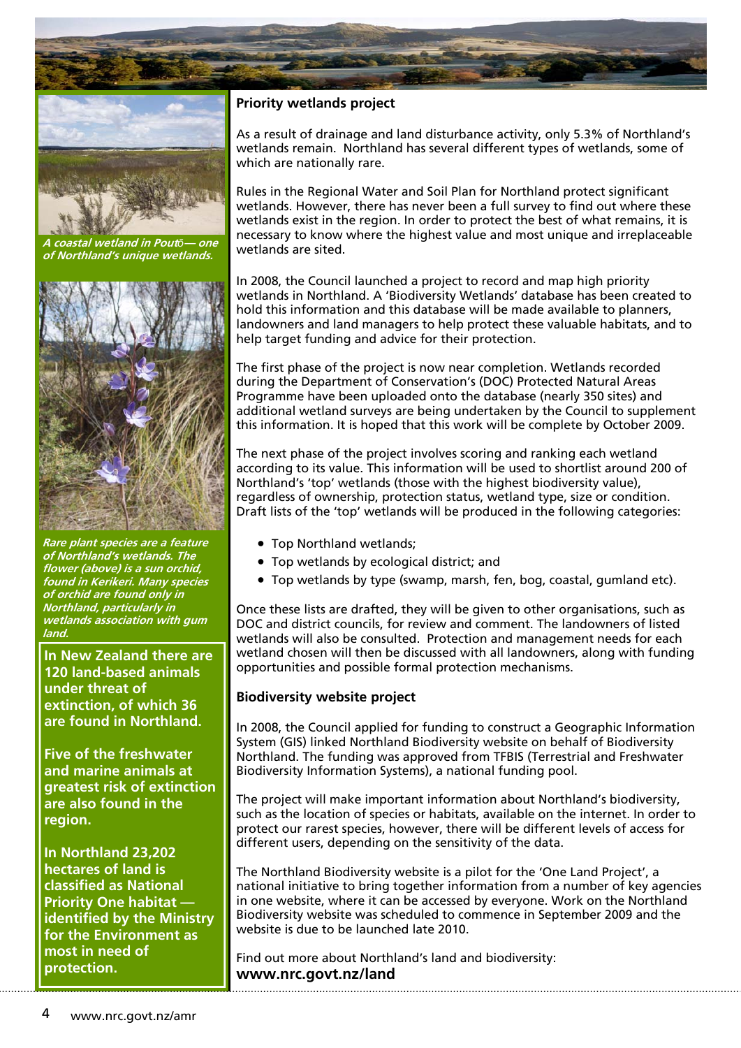*A coastal wetland in Poutō — one of Northland's unique wetlands.*

*Rare plant species are a feature of Northland's wetlands. The flower (above) is a sun orchid, found in Kerikeri. Many species of orchid are found only in Northland, particularly in wetlands association with gum land.*

**In New Zealand there are 120 land-based animals under threat of extinction, of which 36 are found in Northland.**

**Five of the freshwater and marine animals at greatest risk of extinction are also found in the region.**

**In Northland 23,202 hectares of land is classified as National Priority One habitat — identified by the Ministry for the Environment as most in need of protection.**

## Priority wetlands project

As a result of drainage and land disturbance activity, only 5.3% of Northland's wetlands remain. Northland has several different types of wetlands, some of which are nationally rare.

Rules in the Regional Water and Soil Plan for Northland protect significant wetlands. However, there has never been a full survey to find out where these wetlands exist in the region. In order to protect the best of what remains, it is necessary to know where the highest value and most unique and irreplaceable wetlands are sited.

In 2008, the Council launched a project to record and map high priority wetlands in Northland. A 'Biodiversity Wetlands' database has been created to hold this information and this database will be made available to planners, landowners and land managers to help protect these valuable habitats, and to help target funding and advice for their protection.

The first phase of the project is now near completion. Wetlands recorded during the Department of Conservation's (DOC) Protected Natural Areas Programme have been uploaded onto the database (nearly 350 sites) and additional wetland surveys are being undertaken by the Council to supplement this information. It is hoped that this work will be complete by October 2009.

The next phase of the project involves scoring and ranking each wetland according to its value. This information will be used to shortlist around 200 of Northland's 'top' wetlands (those with the highest biodiversity value), regardless of ownership, protection status, wetland type, size or condition. Draft lists of the 'top' wetlands will be produced in the following categories:

- Top Northland wetlands;
- Top wetlands by ecological district; and
- Top wetlands by type (swamp, marsh, fen, bog, coastal, gumland etc).

Once these lists are drafted, they will be given to other organisations, such as DOC and district councils, for review and comment. The landowners of listed wetlands will also be consulted. Protection and management needs for each wetland chosen will then be discussed with all landowners, along with funding opportunities and possible formal protection mechanisms.

## Biodiversity website project

In 2008, the Council applied for funding to construct a Geographic Information System (GIS) linked Northland Biodiversity website on behalf of Biodiversity Northland. The funding was approved from TFBIS (Terrestrial and Freshwater Biodiversity Information Systems), a national funding pool.

The project will make important information about Northland's biodiversity, such as the location of species or habitats, available on the internet. In order to protect our rarest species, however, there will be different levels of access for different users, depending on the sensitivity of the data.

The Northland Biodiversity website is a pilot for the 'One Land Project', a national initiative to bring together information from a number of key agencies in one website, where it can be accessed by everyone. Work on the Northland Biodiversity website was scheduled to commence in September 2009 and the website is due to be launched late 2010.

Find out more about Northland's land and biodiversity:
**www.nrc.govt.nz/land**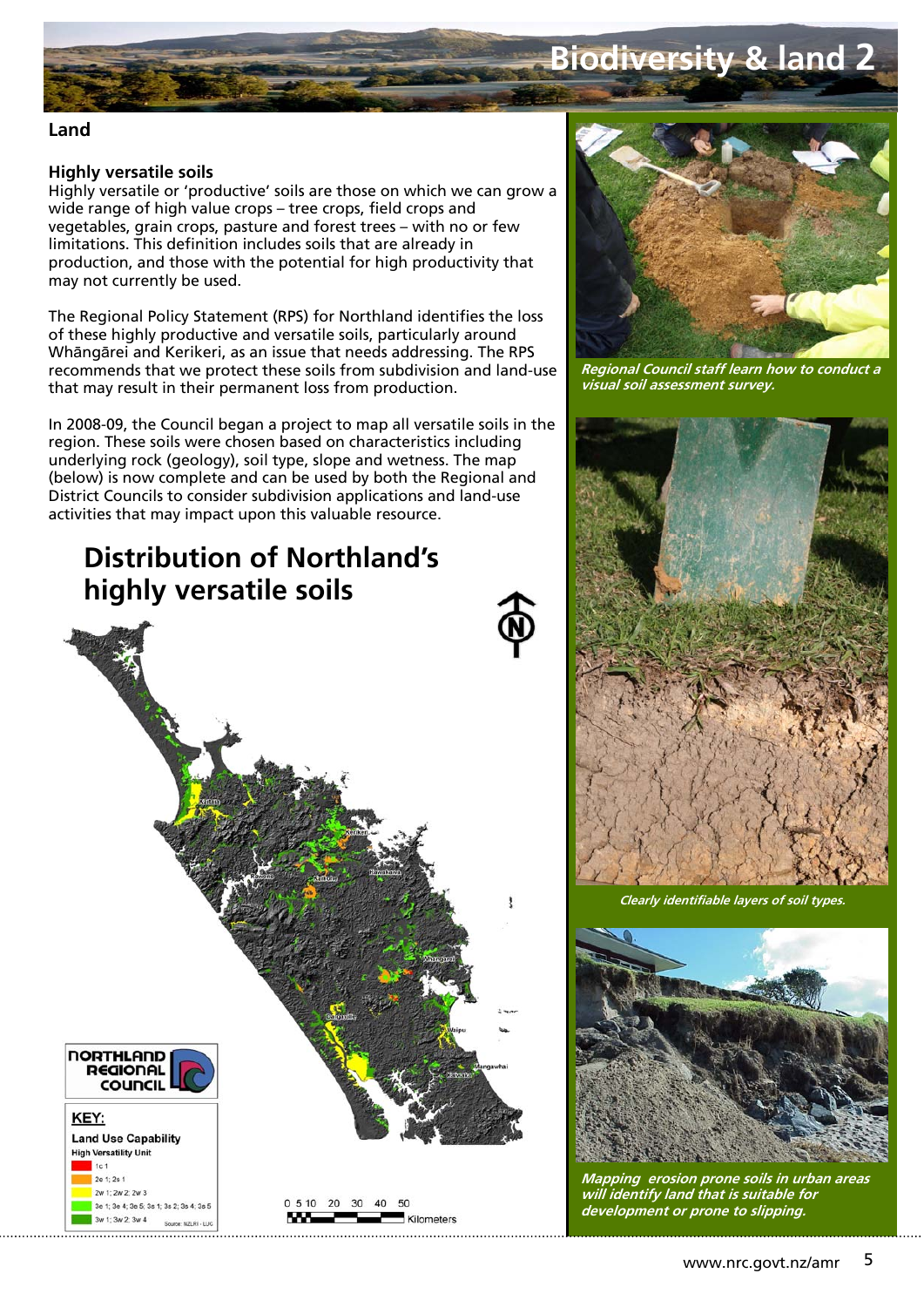# Biodiversity & land 2

## Land

### Highly versatile soils

Highly versatile or 'productive' soils are those on which we can grow a wide range of high value crops – tree crops, field crops and vegetables, grain crops, pasture and forest trees – with no or few limitations. This definition includes soils that are already in production, and those with the potential for high productivity that may not currently be used.

The Regional Policy Statement (RPS) for Northland identifies the loss of these highly productive and versatile soils, particularly around Whāngārei and Kerikeri, as an issue that needs addressing. The RPS recommends that we protect these soils from subdivision and land-use that may result in their permanent loss from production.

In 2008-09, the Council began a project to map all versatile soils in the region. These soils were chosen based on characteristics including underlying rock (geology), soil type, slope and wetness. The map (below) is now complete and can be used by both the Regional and District Councils to consider subdivision applications and land-use activities that may impact upon this valuable resource.

## Distribution of Northland's highly versatile soils

NORTHLAND REGIONAL COUNCIL

**KEY:**

Land Use Capability

High Versatility Unit

- 1c 1
- 2e 1; 2s 1
- 2w 1; 2w 2; 2w 3
- 3e 1; 3e 4; 3e 5; 3s 1; 3s 2; 3s 4; 3s 5
- 3w 1; 3w 2; 3w 4

Source: NZLRI - LUC

0 5 10 20 30 40 50 Kilometers

*Regional Council staff learn how to conduct a visual soil assessment survey.*

*Clearly identifiable layers of soil types.*

*Mapping erosion prone soils in urban areas will identify land that is suitable for development or prone to slipping.*

www.nrc.govt.nz/amr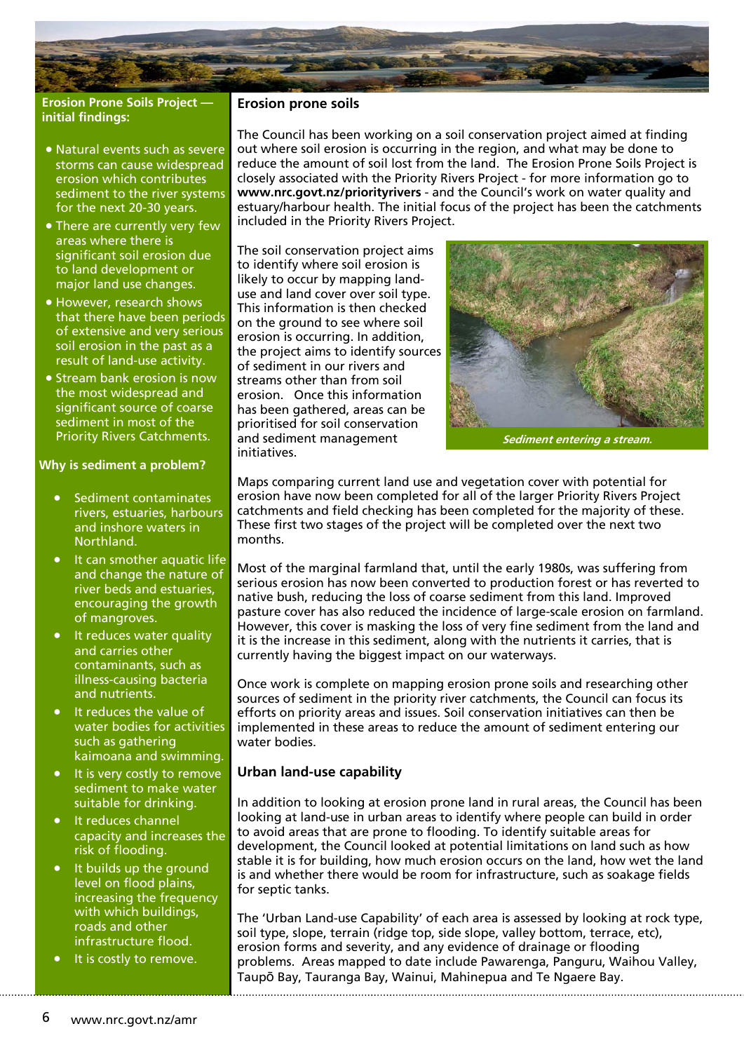**Erosion Prone Soils Project — initial findings:**

- Natural events such as severe storms can cause widespread erosion which contributes sediment to the river systems for the next 20-30 years.
- There are currently very few areas where there is significant soil erosion due to land development or major land use changes.
- However, research shows that there have been periods of extensive and very serious soil erosion in the past as a result of land-use activity.
- Stream bank erosion is now the most widespread and significant source of coarse sediment in most of the Priority Rivers Catchments.

**Why is sediment a problem?**

- Sediment contaminates rivers, estuaries, harbours and inshore waters in Northland.
- It can smother aquatic life and change the nature of river beds and estuaries, encouraging the growth of mangroves.
- It reduces water quality and carries other contaminants, such as illness-causing bacteria and nutrients.
- It reduces the value of water bodies for activities such as gathering kaimoana and swimming.
- It is very costly to remove sediment to make water suitable for drinking.
- It reduces channel capacity and increases the risk of flooding.
- It builds up the ground level on flood plains, increasing the frequency with which buildings, roads and other infrastructure flood.
- It is costly to remove.

## Erosion prone soils

The Council has been working on a soil conservation project aimed at finding out where soil erosion is occurring in the region, and what may be done to reduce the amount of soil lost from the land. The Erosion Prone Soils Project is closely associated with the Priority Rivers Project - for more information go to **www.nrc.govt.nz/priorityrivers** - and the Council's work on water quality and estuary/harbour health. The initial focus of the project has been the catchments included in the Priority Rivers Project.

The soil conservation project aims to identify where soil erosion is likely to occur by mapping land-use and land cover over soil type. This information is then checked on the ground to see where soil erosion is occurring. In addition, the project aims to identify sources of sediment in our rivers and streams other than from soil erosion. Once this information has been gathered, areas can be prioritised for soil conservation and sediment management initiatives.

*Sediment entering a stream.*

Maps comparing current land use and vegetation cover with potential for erosion have now been completed for all of the larger Priority Rivers Project catchments and field checking has been completed for the majority of these. These first two stages of the project will be completed over the next two months.

Most of the marginal farmland that, until the early 1980s, was suffering from serious erosion has now been converted to production forest or has reverted to native bush, reducing the loss of coarse sediment from this land. Improved pasture cover has also reduced the incidence of large-scale erosion on farmland. However, this cover is masking the loss of very fine sediment from the land and it is the increase in this sediment, along with the nutrients it carries, that is currently having the biggest impact on our waterways.

Once work is complete on mapping erosion prone soils and researching other sources of sediment in the priority river catchments, the Council can focus its efforts on priority areas and issues. Soil conservation initiatives can then be implemented in these areas to reduce the amount of sediment entering our water bodies.

## Urban land-use capability

In addition to looking at erosion prone land in rural areas, the Council has been looking at land-use in urban areas to identify where people can build in order to avoid areas that are prone to flooding. To identify suitable areas for development, the Council looked at potential limitations on land such as how stable it is for building, how much erosion occurs on the land, how wet the land is and whether there would be room for infrastructure, such as soakage fields for septic tanks.

The 'Urban Land-use Capability' of each area is assessed by looking at rock type, soil type, slope, terrain (ridge top, side slope, valley bottom, terrace, etc), erosion forms and severity, and any evidence of drainage or flooding problems. Areas mapped to date include Pawarenga, Panguru, Waihou Valley, Taupō Bay, Tauranga Bay, Wainui, Mahinepua and Te Ngaere Bay.

www.nrc.govt.nz/amr